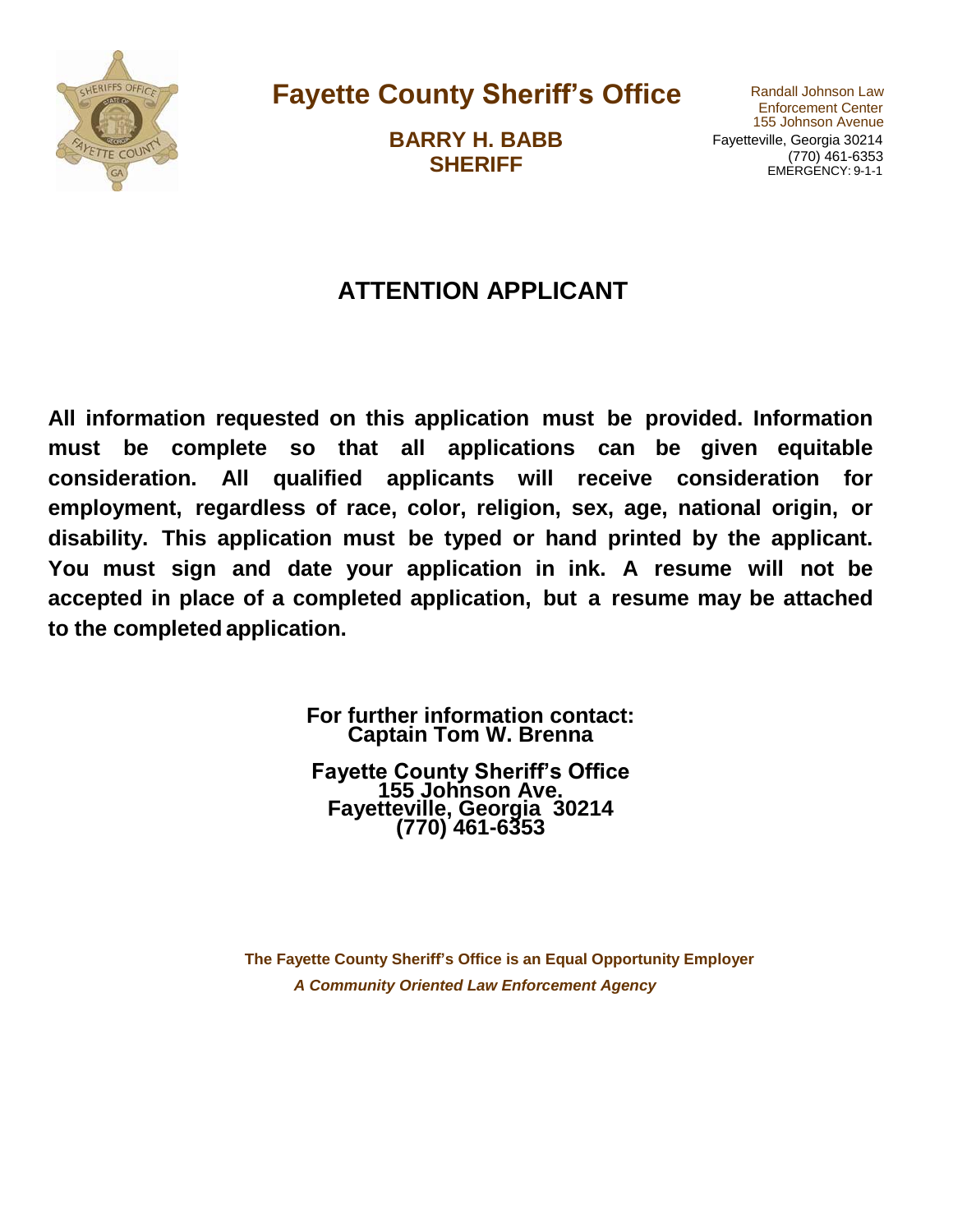# Fayette County Sheriff's Office

**BARRY H. BABB**
**SHERIFF**

Randall Johnson Law Enforcement Center
155 Johnson Avenue
Fayetteville, Georgia 30214
(770) 461-6353
EMERGENCY: 9-1-1

## ATTENTION APPLICANT

**All information requested on this application must be provided. Information must be complete so that all applications can be given equitable consideration. All qualified applicants will receive consideration for employment, regardless of race, color, religion, sex, age, national origin, or disability. This application must be typed or hand printed by the applicant. You must sign and date your application in ink. A resume will not be accepted in place of a completed application, but a resume may be attached to the completed application.**

**For further information contact:**
**Captain Tom W. Brenna**

**Fayette County Sheriff's Office**
**155 Johnson Ave.**
**Fayetteville, Georgia 30214**
**(770) 461-6353**

**The Fayette County Sheriff's Office is an Equal Opportunity Employer**

***A Community Oriented Law Enforcement Agency***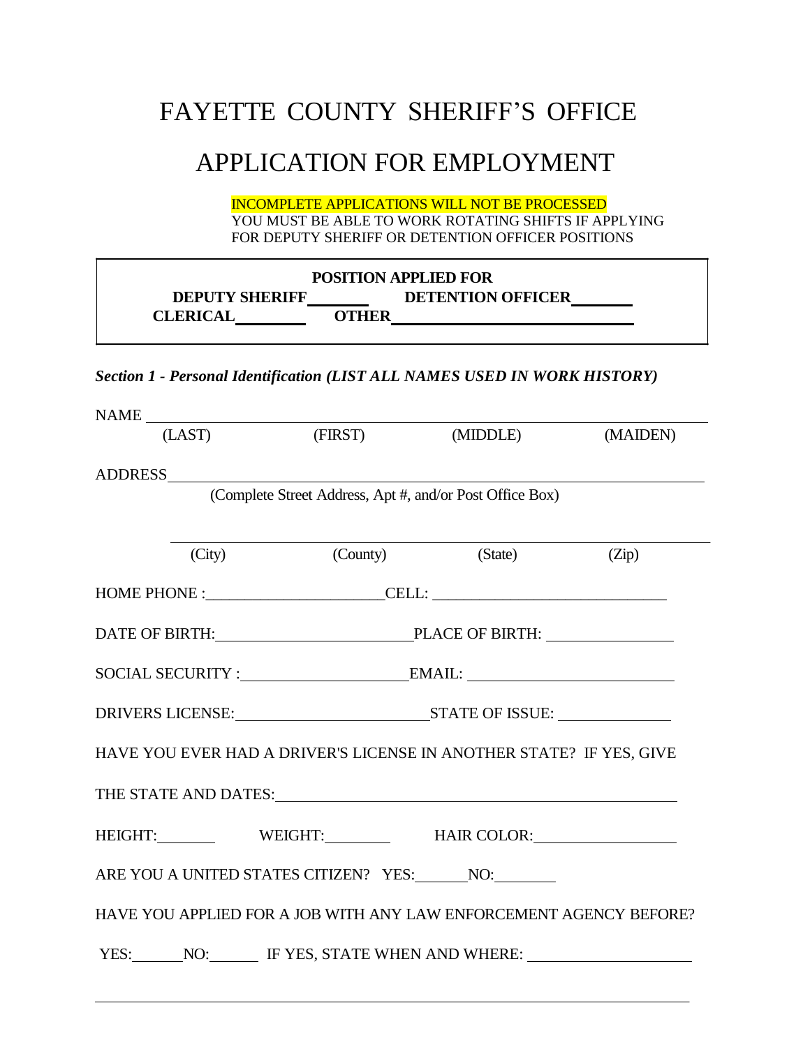# FAYETTE COUNTY SHERIFF'S OFFICE

# APPLICATION FOR EMPLOYMENT

INCOMPLETE APPLICATIONS WILL NOT BE PROCESSED
YOU MUST BE ABLE TO WORK ROTATING SHIFTS IF APPLYING FOR DEPUTY SHERIFF OR DETENTION OFFICER POSITIONS

**POSITION APPLIED FOR**

**DEPUTY SHERIFF**\_\_\_\_\_\_\_\_ **DETENTION OFFICER**\_\_\_\_\_\_\_\_

**CLERICAL**\_\_\_\_\_\_\_\_ **OTHER**\_\_\_\_\_\_\_\_\_\_\_\_\_\_\_\_\_\_\_\_\_\_\_\_\_\_\_\_

***Section 1 - Personal Identification (LIST ALL NAMES USED IN WORK HISTORY)***

NAME \_\_\_\_\_\_\_\_\_\_\_\_\_\_\_\_\_\_\_\_\_\_\_\_\_\_\_\_\_\_\_\_\_\_\_\_\_\_\_\_\_\_\_\_\_\_\_\_\_\_\_\_\_\_\_\_\_\_\_\_

(LAST) (FIRST) (MIDDLE) (MAIDEN)

ADDRESS\_\_\_\_\_\_\_\_\_\_\_\_\_\_\_\_\_\_\_\_\_\_\_\_\_\_\_\_\_\_\_\_\_\_\_\_\_\_\_\_\_\_\_\_\_\_\_\_\_\_\_\_\_\_\_\_\_\_

(Complete Street Address, Apt #, and/or Post Office Box)

\_\_\_\_\_\_\_\_\_\_\_\_\_\_\_\_\_\_\_\_\_\_\_\_\_\_\_\_\_\_\_\_\_\_\_\_\_\_\_\_\_\_\_\_\_\_\_\_\_\_\_\_\_\_\_\_\_\_\_\_

(City) (County) (State) (Zip)

HOME PHONE :\_\_\_\_\_\_\_\_\_\_\_\_\_\_\_\_\_\_\_\_\_\_CELL: \_\_\_\_\_\_\_\_\_\_\_\_\_\_\_\_\_\_\_\_\_\_\_\_\_\_

DATE OF BIRTH:\_\_\_\_\_\_\_\_\_\_\_\_\_\_\_\_\_\_\_\_\_\_PLACE OF BIRTH: \_\_\_\_\_\_\_\_\_\_\_\_\_\_\_\_

SOCIAL SECURITY :\_\_\_\_\_\_\_\_\_\_\_\_\_\_\_\_\_\_\_\_EMAIL: \_\_\_\_\_\_\_\_\_\_\_\_\_\_\_\_\_\_\_\_\_\_\_\_

DRIVERS LICENSE:\_\_\_\_\_\_\_\_\_\_\_\_\_\_\_\_\_\_\_\_\_\_STATE OF ISSUE: \_\_\_\_\_\_\_\_\_\_\_\_\_\_

HAVE YOU EVER HAD A DRIVER'S LICENSE IN ANOTHER STATE? IF YES, GIVE

THE STATE AND DATES:\_\_\_\_\_\_\_\_\_\_\_\_\_\_\_\_\_\_\_\_\_\_\_\_\_\_\_\_\_\_\_\_\_\_\_\_\_\_\_\_\_\_\_\_\_\_

HEIGHT:\_\_\_\_\_\_\_\_ WEIGHT:\_\_\_\_\_\_\_\_ HAIR COLOR:\_\_\_\_\_\_\_\_\_\_\_\_\_\_\_\_\_\_

ARE YOU A UNITED STATES CITIZEN? YES:\_\_\_\_\_\_NO:\_\_\_\_\_\_\_\_

HAVE YOU APPLIED FOR A JOB WITH ANY LAW ENFORCEMENT AGENCY BEFORE?

YES:\_\_\_\_\_\_NO:\_\_\_\_\_\_ IF YES, STATE WHEN AND WHERE: \_\_\_\_\_\_\_\_\_\_\_\_\_\_\_\_\_\_\_\_

\_\_\_\_\_\_\_\_\_\_\_\_\_\_\_\_\_\_\_\_\_\_\_\_\_\_\_\_\_\_\_\_\_\_\_\_\_\_\_\_\_\_\_\_\_\_\_\_\_\_\_\_\_\_\_\_\_\_\_\_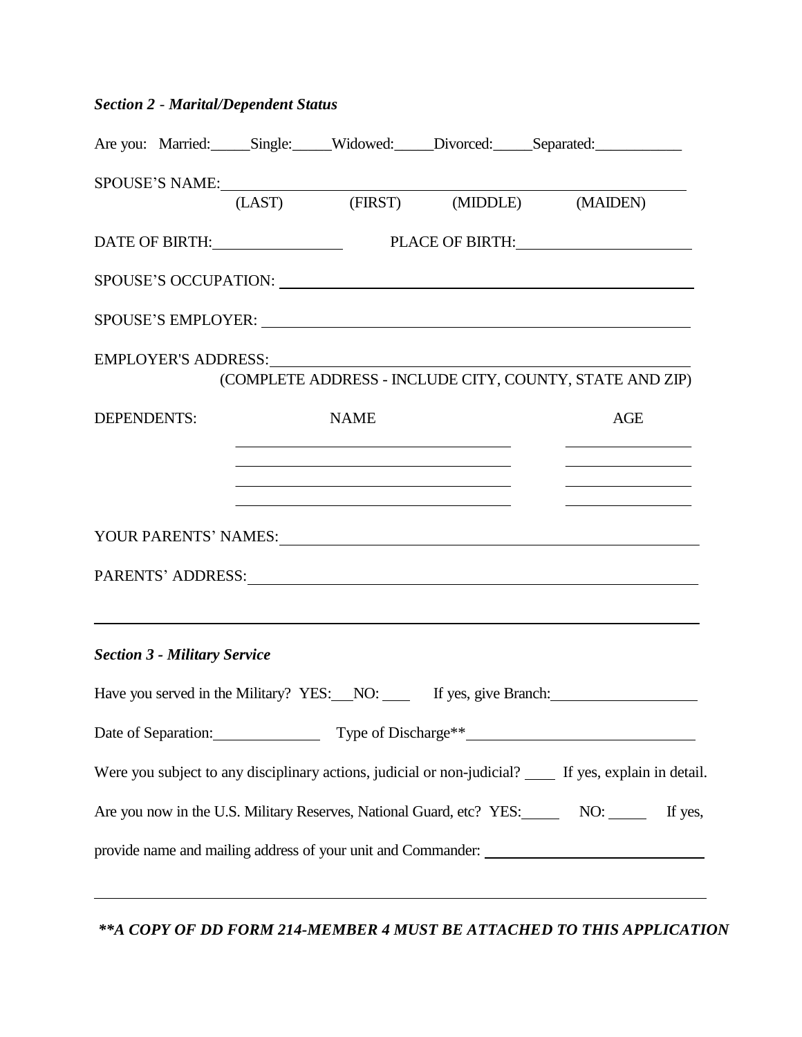### *Section 2 - Marital/Dependent Status*

Are you: Married:\_\_\_\_\_Single:\_\_\_\_\_Widowed:\_\_\_\_\_Divorced:\_\_\_\_\_Separated:\_\_\_\_\_\_\_\_\_\_\_

SPOUSE'S NAME:\_\_\_\_\_\_\_\_\_\_\_\_\_\_\_\_\_\_\_\_\_\_\_\_\_\_\_\_\_\_\_\_\_\_\_\_\_\_\_\_\_\_\_\_\_\_\_\_\_\_\_\_\_\_\_\_

(LAST) (FIRST) (MIDDLE) (MAIDEN)

DATE OF BIRTH:\_\_\_\_\_\_\_\_\_\_\_\_\_\_\_\_ PLACE OF BIRTH:\_\_\_\_\_\_\_\_\_\_\_\_\_\_\_\_\_\_\_\_\_\_

SPOUSE'S OCCUPATION: \_\_\_\_\_\_\_\_\_\_\_\_\_\_\_\_\_\_\_\_\_\_\_\_\_\_\_\_\_\_\_\_\_\_\_\_\_\_\_\_\_\_\_\_\_\_\_\_\_\_

SPOUSE'S EMPLOYER: \_\_\_\_\_\_\_\_\_\_\_\_\_\_\_\_\_\_\_\_\_\_\_\_\_\_\_\_\_\_\_\_\_\_\_\_\_\_\_\_\_\_\_\_\_\_\_\_\_\_\_\_

EMPLOYER'S ADDRESS:\_\_\_\_\_\_\_\_\_\_\_\_\_\_\_\_\_\_\_\_\_\_\_\_\_\_\_\_\_\_\_\_\_\_\_\_\_\_\_\_\_\_\_\_\_\_\_\_\_\_

(COMPLETE ADDRESS - INCLUDE CITY, COUNTY, STATE AND ZIP)

| DEPENDENTS: | NAME | AGE |
|---|---|---|
| | \_\_\_\_\_\_\_\_\_\_\_\_\_\_\_\_\_\_\_\_\_\_\_\_\_\_\_\_\_\_\_\_ | \_\_\_\_\_\_\_\_\_\_\_\_\_\_\_\_ |
| | \_\_\_\_\_\_\_\_\_\_\_\_\_\_\_\_\_\_\_\_\_\_\_\_\_\_\_\_\_\_\_\_ | \_\_\_\_\_\_\_\_\_\_\_\_\_\_\_\_ |
| | \_\_\_\_\_\_\_\_\_\_\_\_\_\_\_\_\_\_\_\_\_\_\_\_\_\_\_\_\_\_\_\_ | \_\_\_\_\_\_\_\_\_\_\_\_\_\_\_\_ |
| | \_\_\_\_\_\_\_\_\_\_\_\_\_\_\_\_\_\_\_\_\_\_\_\_\_\_\_\_\_\_\_\_ | \_\_\_\_\_\_\_\_\_\_\_\_\_\_\_\_ |

YOUR PARENTS' NAMES:\_\_\_\_\_\_\_\_\_\_\_\_\_\_\_\_\_\_\_\_\_\_\_\_\_\_\_\_\_\_\_\_\_\_\_\_\_\_\_\_\_\_\_\_\_\_\_\_\_\_\_\_

PARENTS' ADDRESS:\_\_\_\_\_\_\_\_\_\_\_\_\_\_\_\_\_\_\_\_\_\_\_\_\_\_\_\_\_\_\_\_\_\_\_\_\_\_\_\_\_\_\_\_\_\_\_\_\_\_\_\_\_\_

\_\_\_\_\_\_\_\_\_\_\_\_\_\_\_\_\_\_\_\_\_\_\_\_\_\_\_\_\_\_\_\_\_\_\_\_\_\_\_\_\_\_\_\_\_\_\_\_\_\_\_\_\_\_\_\_\_\_\_\_\_\_\_\_\_\_\_\_\_\_\_\_

### *Section 3 - Military Service*

Have you served in the Military? YES:\_\_\_NO: \_\_\_\_ If yes, give Branch:\_\_\_\_\_\_\_\_\_\_\_\_\_\_\_\_\_\_\_

Date of Separation:\_\_\_\_\_\_\_\_\_\_\_\_\_\_ Type of Discharge\*\*\_\_\_\_\_\_\_\_\_\_\_\_\_\_\_\_\_\_\_\_\_\_\_\_\_\_\_\_\_

Were you subject to any disciplinary actions, judicial or non-judicial? \_\_\_\_ If yes, explain in detail.

Are you now in the U.S. Military Reserves, National Guard, etc? YES:\_\_\_\_\_ NO: \_\_\_\_\_ If yes, provide name and mailing address of your unit and Commander: \_\_\_\_\_\_\_\_\_\_\_\_\_\_\_\_\_\_\_\_\_\_\_\_\_\_\_\_\_\_

\_\_\_\_\_\_\_\_\_\_\_\_\_\_\_\_\_\_\_\_\_\_\_\_\_\_\_\_\_\_\_\_\_\_\_\_\_\_\_\_\_\_\_\_\_\_\_\_\_\_\_\_\_\_\_\_\_\_\_\_\_\_\_\_\_\_\_\_\_\_\_\_

***\*\*A COPY OF DD FORM 214-MEMBER 4 MUST BE ATTACHED TO THIS APPLICATION***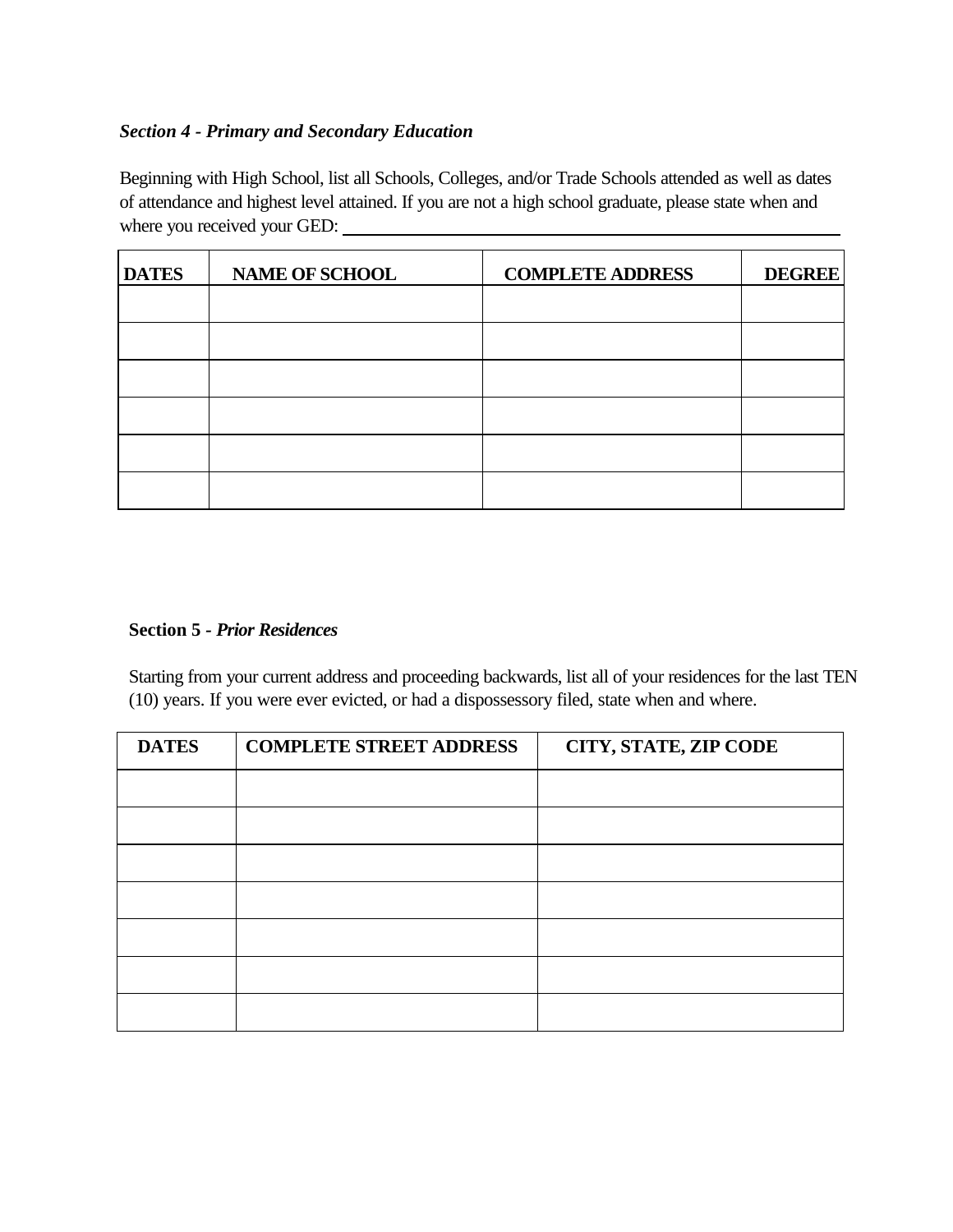***Section 4 - Primary and Secondary Education***

Beginning with High School, list all Schools, Colleges, and/or Trade Schools attended as well as dates of attendance and highest level attained. If you are not a high school graduate, please state when and where you received your GED: ______________________________

| DATES | NAME OF SCHOOL | COMPLETE ADDRESS | DEGREE |
|---|---|---|---|
| | | | |
| | | | |
| | | | |
| | | | |
| | | | |
| | | | |

**Section 5 -** ***Prior Residences***

Starting from your current address and proceeding backwards, list all of your residences for the last TEN (10) years. If you were ever evicted, or had a dispossessory filed, state when and where.

| DATES | COMPLETE STREET ADDRESS | CITY, STATE, ZIP CODE |
|---|---|---|
| | | |
| | | |
| | | |
| | | |
| | | |
| | | |
| | | |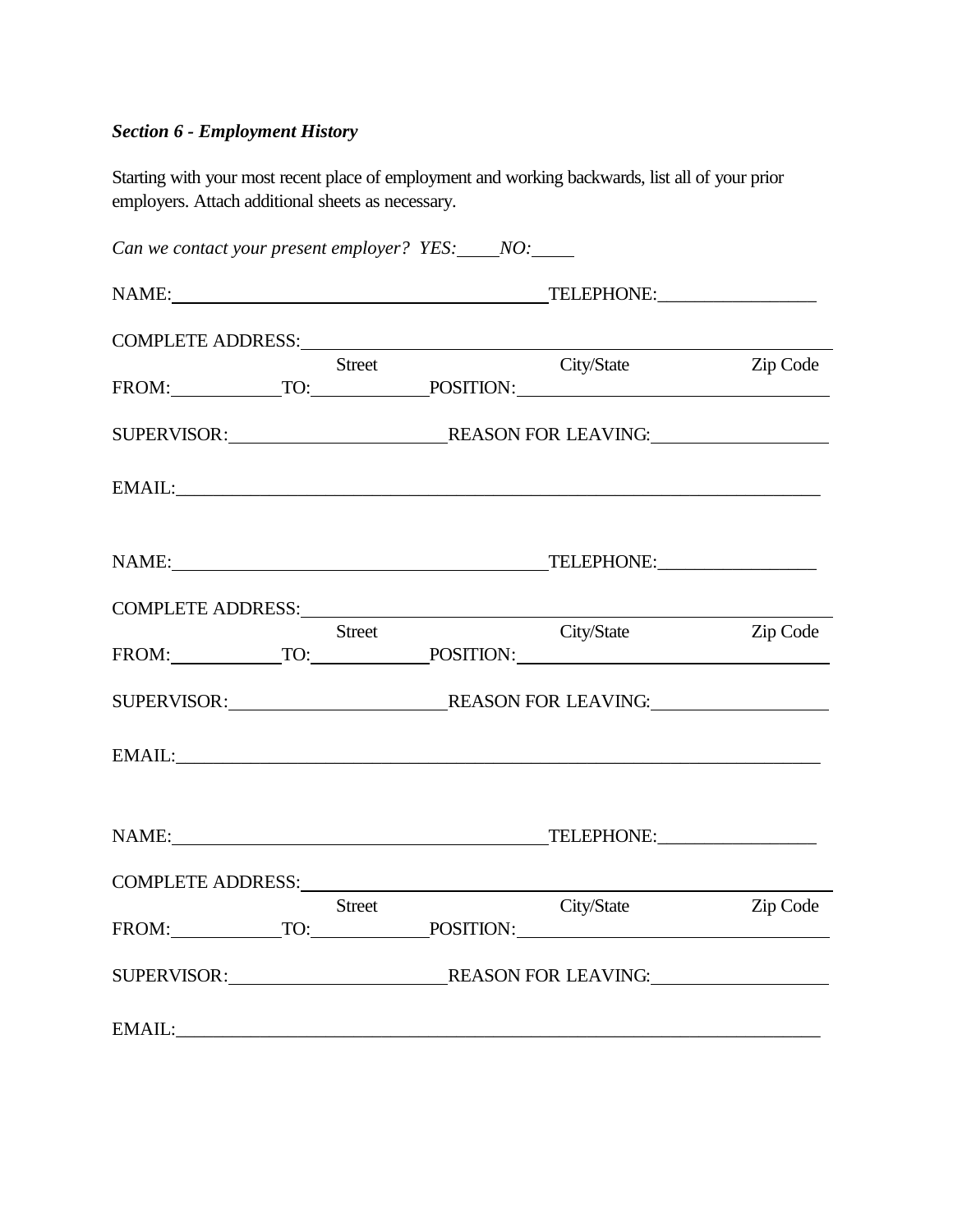***Section 6 - Employment History***

Starting with your most recent place of employment and working backwards, list all of your prior employers. Attach additional sheets as necessary.

*Can we contact your present employer? YES:\_\_\_\_ NO:\_\_\_\_*

NAME:\_\_\_\_\_\_\_\_\_\_\_\_\_\_\_\_\_\_\_\_\_\_\_\_\_\_\_\_\_\_\_\_\_\_\_\_\_\_\_\_ TELEPHONE:\_\_\_\_\_\_\_\_\_\_\_\_\_\_\_\_\_

COMPLETE ADDRESS:\_\_\_\_\_\_\_\_\_\_\_\_\_\_\_\_\_\_\_\_\_\_\_\_\_\_\_\_\_\_\_\_\_\_\_\_\_\_\_\_\_\_\_\_\_\_\_\_\_\_\_\_\_\_\_\_
Street City/State Zip Code

FROM:\_\_\_\_\_\_\_\_\_\_\_ TO:\_\_\_\_\_\_\_\_\_\_\_\_ POSITION:\_\_\_\_\_\_\_\_\_\_\_\_\_\_\_\_\_\_\_\_\_\_\_\_\_\_\_\_\_\_\_\_

SUPERVISOR:\_\_\_\_\_\_\_\_\_\_\_\_\_\_\_\_\_\_\_\_\_\_\_ REASON FOR LEAVING:\_\_\_\_\_\_\_\_\_\_\_\_\_\_\_\_\_\_\_

EMAIL:\_\_\_\_\_\_\_\_\_\_\_\_\_\_\_\_\_\_\_\_\_\_\_\_\_\_\_\_\_\_\_\_\_\_\_\_\_\_\_\_\_\_\_\_\_\_\_\_\_\_\_\_\_\_\_\_\_\_\_\_\_\_\_\_\_\_\_\_\_\_

NAME:\_\_\_\_\_\_\_\_\_\_\_\_\_\_\_\_\_\_\_\_\_\_\_\_\_\_\_\_\_\_\_\_\_\_\_\_\_\_\_\_ TELEPHONE:\_\_\_\_\_\_\_\_\_\_\_\_\_\_\_\_\_

COMPLETE ADDRESS:\_\_\_\_\_\_\_\_\_\_\_\_\_\_\_\_\_\_\_\_\_\_\_\_\_\_\_\_\_\_\_\_\_\_\_\_\_\_\_\_\_\_\_\_\_\_\_\_\_\_\_\_\_\_\_\_
Street City/State Zip Code

FROM:\_\_\_\_\_\_\_\_\_\_\_ TO:\_\_\_\_\_\_\_\_\_\_\_\_ POSITION:\_\_\_\_\_\_\_\_\_\_\_\_\_\_\_\_\_\_\_\_\_\_\_\_\_\_\_\_\_\_\_\_

SUPERVISOR:\_\_\_\_\_\_\_\_\_\_\_\_\_\_\_\_\_\_\_\_\_\_\_ REASON FOR LEAVING:\_\_\_\_\_\_\_\_\_\_\_\_\_\_\_\_\_\_\_

EMAIL:\_\_\_\_\_\_\_\_\_\_\_\_\_\_\_\_\_\_\_\_\_\_\_\_\_\_\_\_\_\_\_\_\_\_\_\_\_\_\_\_\_\_\_\_\_\_\_\_\_\_\_\_\_\_\_\_\_\_\_\_\_\_\_\_\_\_\_\_\_\_

NAME:\_\_\_\_\_\_\_\_\_\_\_\_\_\_\_\_\_\_\_\_\_\_\_\_\_\_\_\_\_\_\_\_\_\_\_\_\_\_\_\_ TELEPHONE:\_\_\_\_\_\_\_\_\_\_\_\_\_\_\_\_\_

COMPLETE ADDRESS:\_\_\_\_\_\_\_\_\_\_\_\_\_\_\_\_\_\_\_\_\_\_\_\_\_\_\_\_\_\_\_\_\_\_\_\_\_\_\_\_\_\_\_\_\_\_\_\_\_\_\_\_\_\_\_\_
Street City/State Zip Code

FROM:\_\_\_\_\_\_\_\_\_\_\_ TO:\_\_\_\_\_\_\_\_\_\_\_\_ POSITION:\_\_\_\_\_\_\_\_\_\_\_\_\_\_\_\_\_\_\_\_\_\_\_\_\_\_\_\_\_\_\_\_

SUPERVISOR:\_\_\_\_\_\_\_\_\_\_\_\_\_\_\_\_\_\_\_\_\_\_\_ REASON FOR LEAVING:\_\_\_\_\_\_\_\_\_\_\_\_\_\_\_\_\_\_\_

EMAIL:\_\_\_\_\_\_\_\_\_\_\_\_\_\_\_\_\_\_\_\_\_\_\_\_\_\_\_\_\_\_\_\_\_\_\_\_\_\_\_\_\_\_\_\_\_\_\_\_\_\_\_\_\_\_\_\_\_\_\_\_\_\_\_\_\_\_\_\_\_\_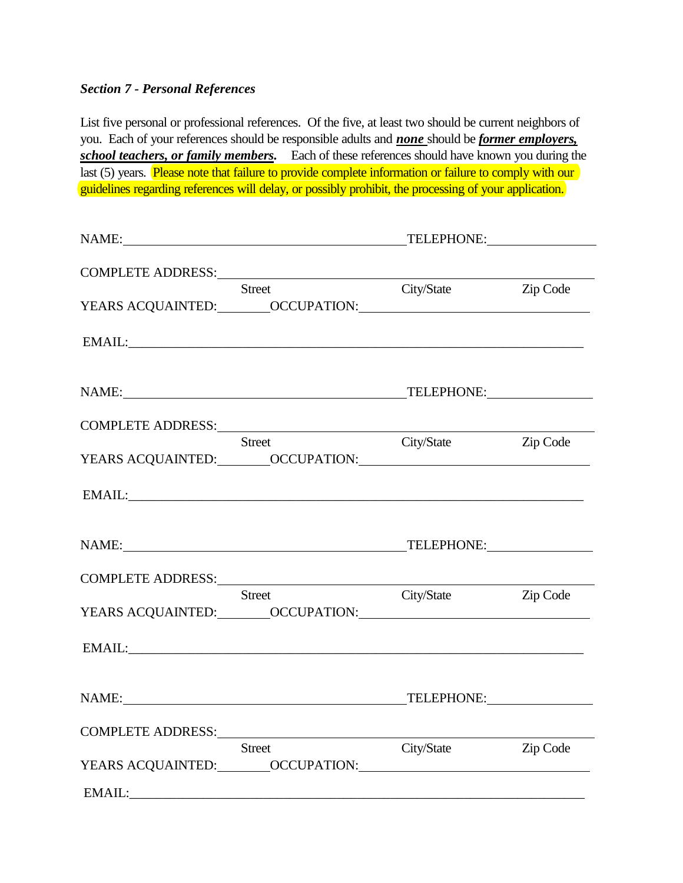***Section 7 - Personal References***

List five personal or professional references. Of the five, at least two should be current neighbors of you. Each of your references should be responsible adults and ***none*** should be ***former employers, school teachers, or family members***. Each of these references should have known you during the last (5) years. Please note that failure to provide complete information or failure to comply with our guidelines regarding references will delay, or possibly prohibit, the processing of your application.

NAME:_______________________________________________ TELEPHONE:________________

COMPLETE ADDRESS:_________________________________________________________
Street City/State Zip Code

YEARS ACQUAINTED:________OCCUPATION:_______________________________________

EMAIL:_____________________________________________________________________

NAME:_______________________________________________ TELEPHONE:________________

COMPLETE ADDRESS:_________________________________________________________
Street City/State Zip Code

YEARS ACQUAINTED:________OCCUPATION:_______________________________________

EMAIL:_____________________________________________________________________

NAME:_______________________________________________ TELEPHONE:________________

COMPLETE ADDRESS:_________________________________________________________
Street City/State Zip Code

YEARS ACQUAINTED:________OCCUPATION:_______________________________________

EMAIL:_____________________________________________________________________

NAME:_______________________________________________ TELEPHONE:________________

COMPLETE ADDRESS:_________________________________________________________
Street City/State Zip Code

YEARS ACQUAINTED:________OCCUPATION:_______________________________________

EMAIL:_____________________________________________________________________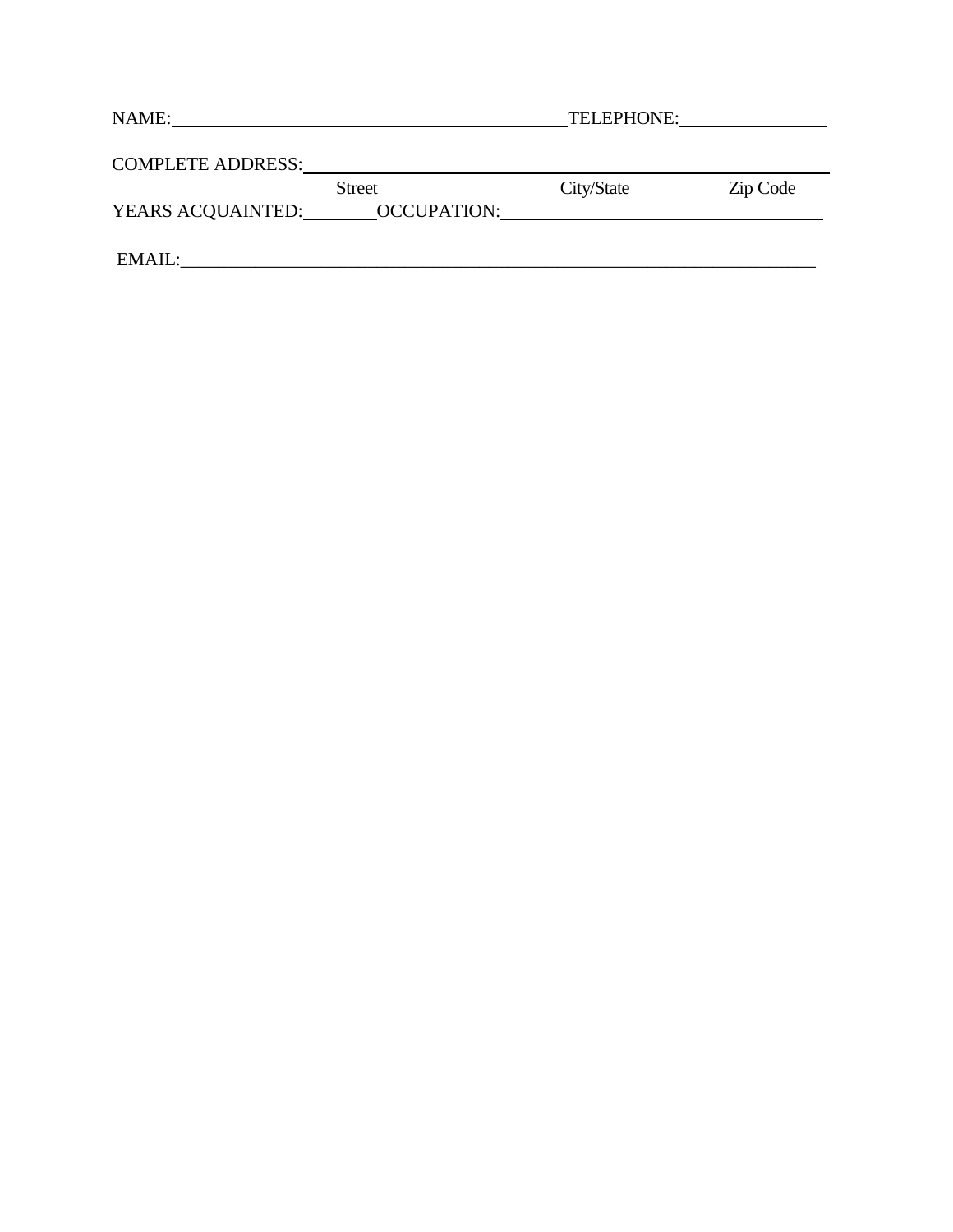NAME:_____________________________________________ TELEPHONE:________________

COMPLETE ADDRESS:_____________________________________________________________

Street City/State Zip Code

YEARS ACQUAINTED:________ OCCUPATION:_____________________________________

EMAIL:_________________________________________________________________________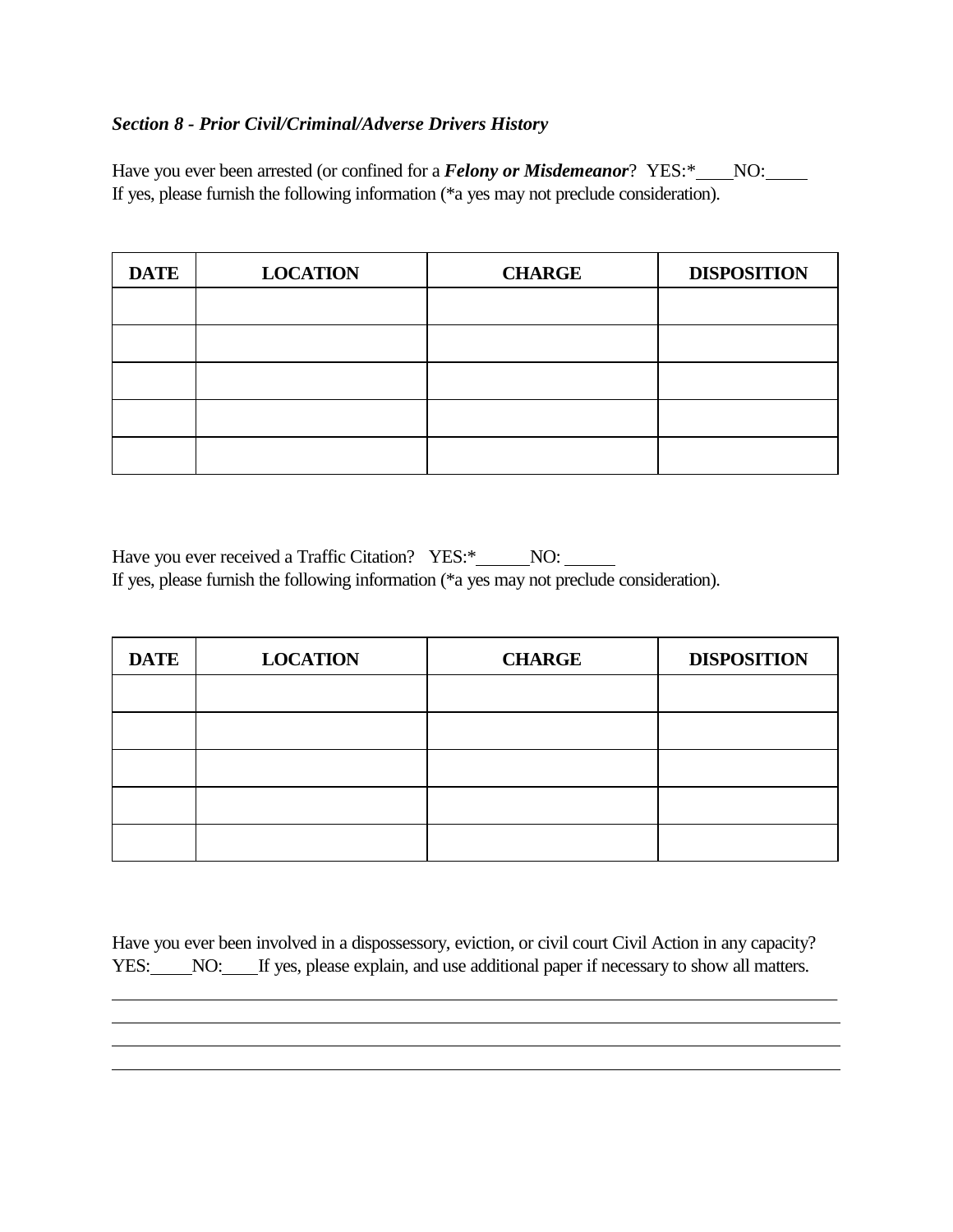***Section 8 - Prior Civil/Criminal/Adverse Drivers History***

Have you ever been arrested (or confined for a ***Felony or Misdemeanor***? YES:*____NO:_____
If yes, please furnish the following information (*a yes may not preclude consideration).

| DATE | LOCATION | CHARGE | DISPOSITION |
|---|---|---|---|
| | | | |
| | | | |
| | | | |
| | | | |
| | | | |

Have you ever received a Traffic Citation? YES:*______NO: ______
If yes, please furnish the following information (*a yes may not preclude consideration).

| DATE | LOCATION | CHARGE | DISPOSITION |
|---|---|---|---|
| | | | |
| | | | |
| | | | |
| | | | |
| | | | |

Have you ever been involved in a dispossessory, eviction, or civil court Civil Action in any capacity?
YES:_____NO:____If yes, please explain, and use additional paper if necessary to show all matters.

______________________________________________________________________________

______________________________________________________________________________

______________________________________________________________________________

______________________________________________________________________________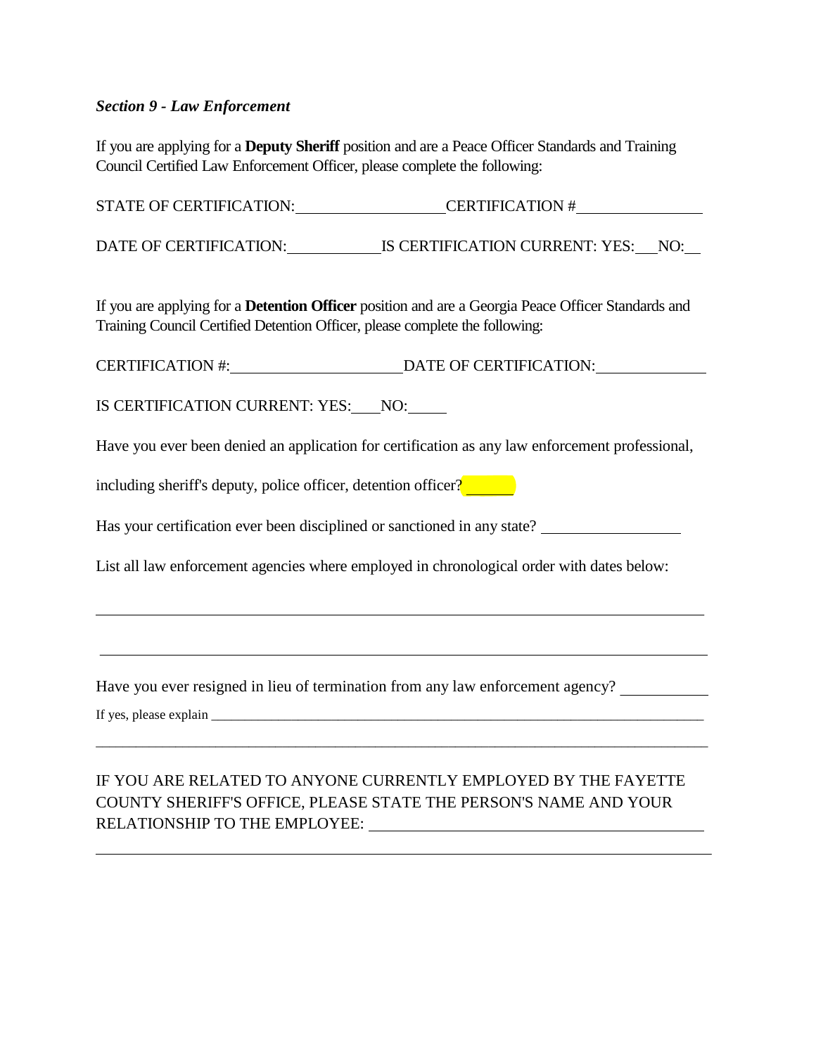***Section 9 - Law Enforcement***

If you are applying for a **Deputy Sheriff** position and are a Peace Officer Standards and Training Council Certified Law Enforcement Officer, please complete the following:

STATE OF CERTIFICATION:\_\_\_\_\_\_\_\_\_\_\_\_\_\_\_\_\_\_\_\_CERTIFICATION #\_\_\_\_\_\_\_\_\_\_\_\_\_\_\_\_\_

DATE OF CERTIFICATION:\_\_\_\_\_\_\_\_\_\_\_\_IS CERTIFICATION CURRENT: YES:\_\_\_NO:\_\_

If you are applying for a **Detention Officer** position and are a Georgia Peace Officer Standards and Training Council Certified Detention Officer, please complete the following:

CERTIFICATION #:\_\_\_\_\_\_\_\_\_\_\_\_\_\_\_\_\_\_\_\_\_\_DATE OF CERTIFICATION:\_\_\_\_\_\_\_\_\_\_\_\_\_\_

IS CERTIFICATION CURRENT: YES:\_\_\_\_NO:\_\_\_\_\_

Have you ever been denied an application for certification as any law enforcement professional, including sheriff's deputy, police officer, detention officer? \_\_\_\_\_\_

Has your certification ever been disciplined or sanctioned in any state? \_\_\_\_\_\_\_\_\_\_\_\_\_\_\_\_\_\_

List all law enforcement agencies where employed in chronological order with dates below:

\_\_\_\_\_\_\_\_\_\_\_\_\_\_\_\_\_\_\_\_\_\_\_\_\_\_\_\_\_\_\_\_\_\_\_\_\_\_\_\_\_\_\_\_\_\_\_\_\_\_\_\_\_\_\_\_\_\_\_\_\_\_\_\_\_\_\_\_\_\_\_\_\_\_\_\_\_\_

\_\_\_\_\_\_\_\_\_\_\_\_\_\_\_\_\_\_\_\_\_\_\_\_\_\_\_\_\_\_\_\_\_\_\_\_\_\_\_\_\_\_\_\_\_\_\_\_\_\_\_\_\_\_\_\_\_\_\_\_\_\_\_\_\_\_\_\_\_\_\_\_\_\_\_\_\_\_

Have you ever resigned in lieu of termination from any law enforcement agency? \_\_\_\_\_\_\_\_\_\_\_

If yes, please explain \_\_\_\_\_\_\_\_\_\_\_\_\_\_\_\_\_\_\_\_\_\_\_\_\_\_\_\_\_\_\_\_\_\_\_\_\_\_\_\_\_\_\_\_\_\_\_\_\_\_\_\_\_\_\_\_\_\_\_\_\_\_\_\_\_\_\_\_\_\_\_\_\_

\_\_\_\_\_\_\_\_\_\_\_\_\_\_\_\_\_\_\_\_\_\_\_\_\_\_\_\_\_\_\_\_\_\_\_\_\_\_\_\_\_\_\_\_\_\_\_\_\_\_\_\_\_\_\_\_\_\_\_\_\_\_\_\_\_\_\_\_\_\_\_\_\_\_\_\_\_\_

IF YOU ARE RELATED TO ANYONE CURRENTLY EMPLOYED BY THE FAYETTE COUNTY SHERIFF'S OFFICE, PLEASE STATE THE PERSON'S NAME AND YOUR RELATIONSHIP TO THE EMPLOYEE: \_\_\_\_\_\_\_\_\_\_\_\_\_\_\_\_\_\_\_\_\_\_\_\_\_\_\_\_\_\_\_\_\_\_\_\_\_\_\_\_\_\_

\_\_\_\_\_\_\_\_\_\_\_\_\_\_\_\_\_\_\_\_\_\_\_\_\_\_\_\_\_\_\_\_\_\_\_\_\_\_\_\_\_\_\_\_\_\_\_\_\_\_\_\_\_\_\_\_\_\_\_\_\_\_\_\_\_\_\_\_\_\_\_\_\_\_\_\_\_\_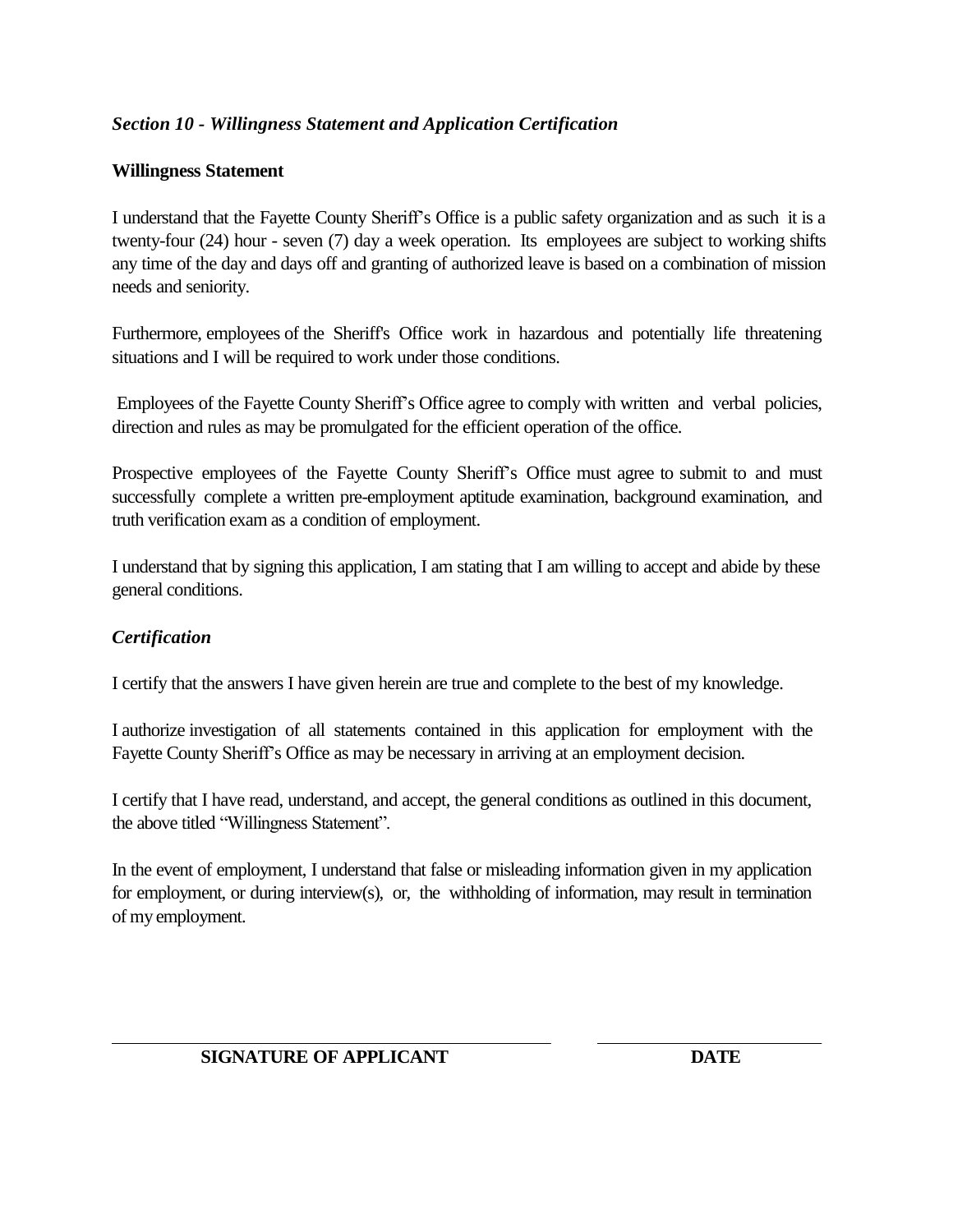### *Section 10 - Willingness Statement and Application Certification*

**Willingness Statement**

I understand that the Fayette County Sheriff's Office is a public safety organization and as such it is a twenty-four (24) hour - seven (7) day a week operation. Its employees are subject to working shifts any time of the day and days off and granting of authorized leave is based on a combination of mission needs and seniority.

Furthermore, employees of the Sheriff's Office work in hazardous and potentially life threatening situations and I will be required to work under those conditions.

Employees of the Fayette County Sheriff's Office agree to comply with written and verbal policies, direction and rules as may be promulgated for the efficient operation of the office.

Prospective employees of the Fayette County Sheriff's Office must agree to submit to and must successfully complete a written pre-employment aptitude examination, background examination, and truth verification exam as a condition of employment.

I understand that by signing this application, I am stating that I am willing to accept and abide by these general conditions.

***Certification***

I certify that the answers I have given herein are true and complete to the best of my knowledge.

I authorize investigation of all statements contained in this application for employment with the Fayette County Sheriff's Office as may be necessary in arriving at an employment decision.

I certify that I have read, understand, and accept, the general conditions as outlined in this document, the above titled "Willingness Statement".

In the event of employment, I understand that false or misleading information given in my application for employment, or during interview(s), or, the withholding of information, may result in termination of my employment.

\_\_\_\_\_\_\_\_\_\_\_\_\_\_\_\_\_\_\_\_\_\_\_\_\_\_\_\_\_\_\_\_\_\_\_\_\_\_\_\_ &nbsp;&nbsp;&nbsp;&nbsp; \_\_\_\_\_\_\_\_\_\_\_\_\_\_\_\_\_\_\_\_

**SIGNATURE OF APPLICANT** &nbsp;&nbsp;&nbsp;&nbsp; **DATE**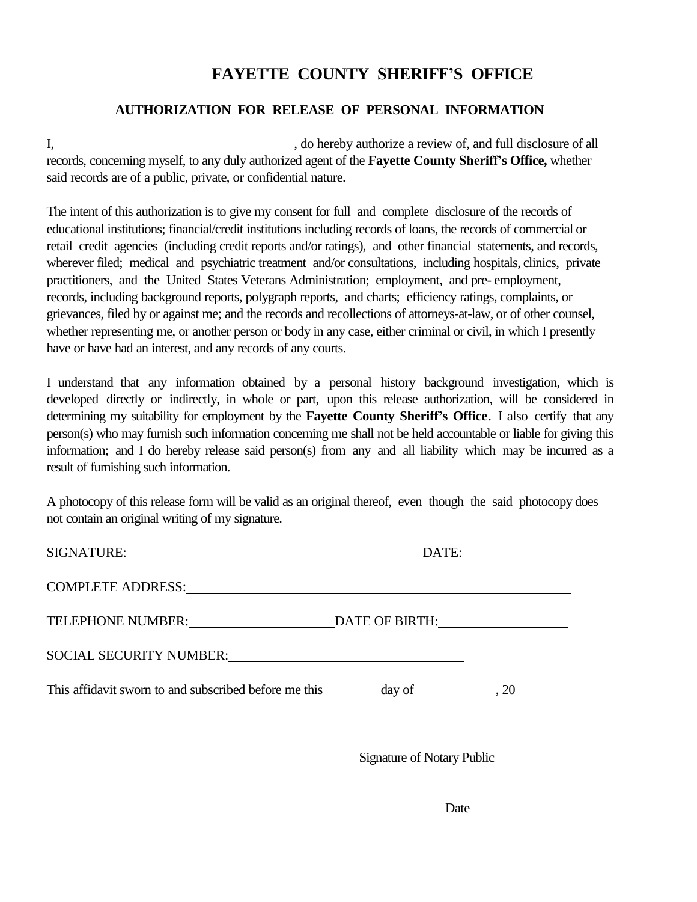# FAYETTE COUNTY SHERIFF'S OFFICE

## AUTHORIZATION FOR RELEASE OF PERSONAL INFORMATION

I, ______________________________, do hereby authorize a review of, and full disclosure of all records, concerning myself, to any duly authorized agent of the **Fayette County Sheriff's Office,** whether said records are of a public, private, or confidential nature.

The intent of this authorization is to give my consent for full and complete disclosure of the records of educational institutions; financial/credit institutions including records of loans, the records of commercial or retail credit agencies (including credit reports and/or ratings), and other financial statements, and records, wherever filed; medical and psychiatric treatment and/or consultations, including hospitals, clinics, private practitioners, and the United States Veterans Administration; employment, and pre- employment, records, including background reports, polygraph reports, and charts; efficiency ratings, complaints, or grievances, filed by or against me; and the records and recollections of attorneys-at-law, or of other counsel, whether representing me, or another person or body in any case, either criminal or civil, in which I presently have or have had an interest, and any records of any courts.

I understand that any information obtained by a personal history background investigation, which is developed directly or indirectly, in whole or part, upon this release authorization, will be considered in determining my suitability for employment by the **Fayette County Sheriff's Office**. I also certify that any person(s) who may furnish such information concerning me shall not be held accountable or liable for giving this information; and I do hereby release said person(s) from any and all liability which may be incurred as a result of furnishing such information.

A photocopy of this release form will be valid as an original thereof, even though the said photocopy does not contain an original writing of my signature.

SIGNATURE: ______________________________ DATE: ______________

COMPLETE ADDRESS: ______________________________

TELEPHONE NUMBER: ______________ DATE OF BIRTH: ______________

SOCIAL SECURITY NUMBER: ______________________________

This affidavit sworn to and subscribed before me this ________ day of ____________, 20_____

______________________________
Signature of Notary Public

______________________________
Date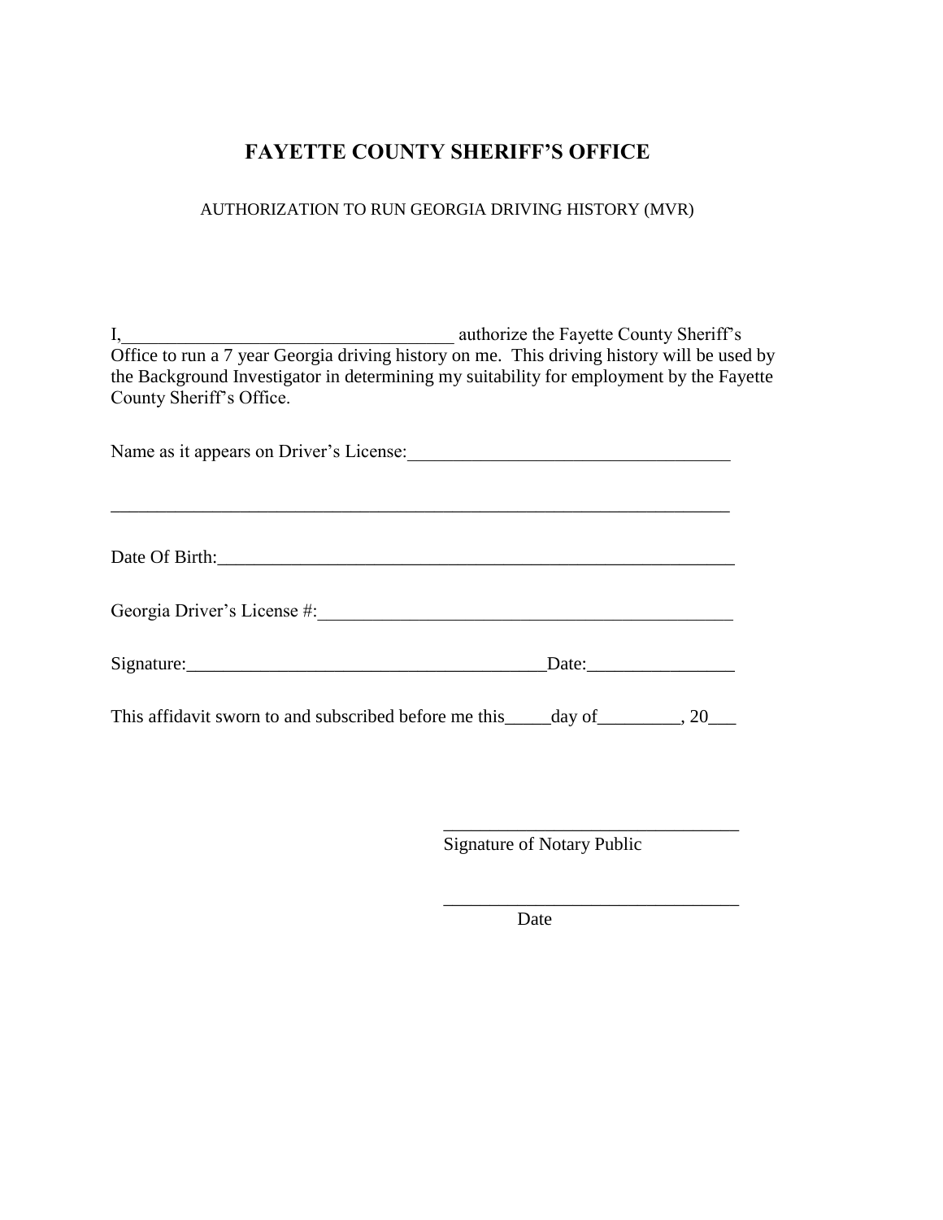# FAYETTE COUNTY SHERIFF'S OFFICE

AUTHORIZATION TO RUN GEORGIA DRIVING HISTORY (MVR)

I,____________________________________ authorize the Fayette County Sheriff's Office to run a 7 year Georgia driving history on me. This driving history will be used by the Background Investigator in determining my suitability for employment by the Fayette County Sheriff's Office.

Name as it appears on Driver's License:___________________________________

______________________________________________________________________

Date Of Birth:_________________________________________________________

Georgia Driver's License #:_____________________________________________

Signature:________________________________________Date:________________

This affidavit sworn to and subscribed before me this_____day of_________, 20___

________________________________
Signature of Notary Public

________________________________
Date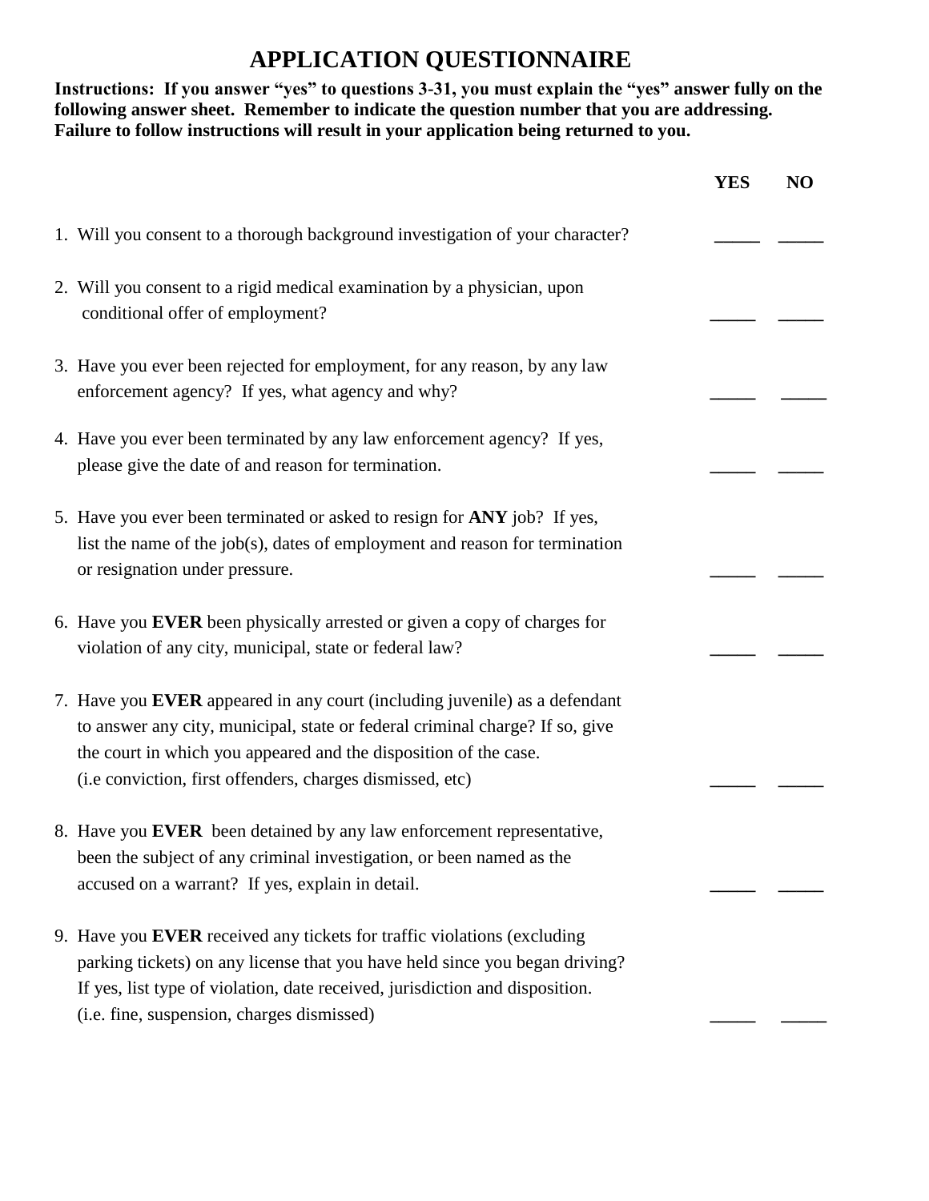# APPLICATION QUESTIONNAIRE

**Instructions: If you answer "yes" to questions 3-31, you must explain the "yes" answer fully on the following answer sheet. Remember to indicate the question number that you are addressing. Failure to follow instructions will result in your application being returned to you.**

| | YES | NO |
|---|---|---|
| 1. Will you consent to a thorough background investigation of your character? | _____ | _____ |
| 2. Will you consent to a rigid medical examination by a physician, upon conditional offer of employment? | _____ | _____ |
| 3. Have you ever been rejected for employment, for any reason, by any law enforcement agency? If yes, what agency and why? | _____ | _____ |
| 4. Have you ever been terminated by any law enforcement agency? If yes, please give the date of and reason for termination. | _____ | _____ |
| 5. Have you ever been terminated or asked to resign for **ANY** job? If yes, list the name of the job(s), dates of employment and reason for termination or resignation under pressure. | _____ | _____ |
| 6. Have you **EVER** been physically arrested or given a copy of charges for violation of any city, municipal, state or federal law? | _____ | _____ |
| 7. Have you **EVER** appeared in any court (including juvenile) as a defendant to answer any city, municipal, state or federal criminal charge? If so, give the court in which you appeared and the disposition of the case. (i.e conviction, first offenders, charges dismissed, etc) | _____ | _____ |
| 8. Have you **EVER** been detained by any law enforcement representative, been the subject of any criminal investigation, or been named as the accused on a warrant? If yes, explain in detail. | _____ | _____ |
| 9. Have you **EVER** received any tickets for traffic violations (excluding parking tickets) on any license that you have held since you began driving? If yes, list type of violation, date received, jurisdiction and disposition. (i.e. fine, suspension, charges dismissed) | _____ | _____ |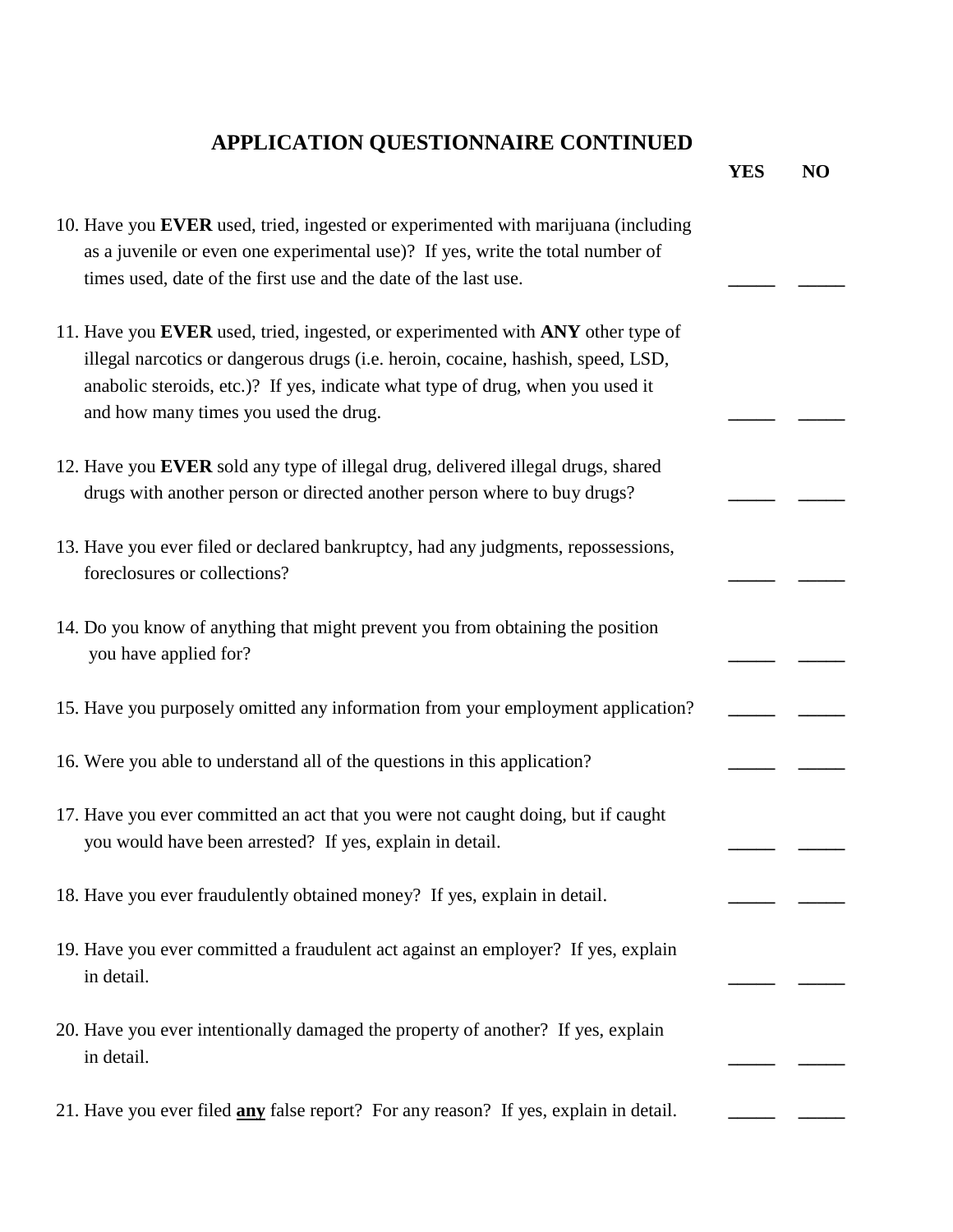## APPLICATION QUESTIONNAIRE CONTINUED

| Question | YES | NO |
|---|---|---|
| 10. Have you **EVER** used, tried, ingested or experimented with marijuana (including as a juvenile or even one experimental use)? If yes, write the total number of times used, date of the first use and the date of the last use. | _____ | _____ |
| 11. Have you **EVER** used, tried, ingested, or experimented with **ANY** other type of illegal narcotics or dangerous drugs (i.e. heroin, cocaine, hashish, speed, LSD, anabolic steroids, etc.)? If yes, indicate what type of drug, when you used it and how many times you used the drug. | _____ | _____ |
| 12. Have you **EVER** sold any type of illegal drug, delivered illegal drugs, shared drugs with another person or directed another person where to buy drugs? | _____ | _____ |
| 13. Have you ever filed or declared bankruptcy, had any judgments, repossessions, foreclosures or collections? | _____ | _____ |
| 14. Do you know of anything that might prevent you from obtaining the position you have applied for? | _____ | _____ |
| 15. Have you purposely omitted any information from your employment application? | _____ | _____ |
| 16. Were you able to understand all of the questions in this application? | _____ | _____ |
| 17. Have you ever committed an act that you were not caught doing, but if caught you would have been arrested? If yes, explain in detail. | _____ | _____ |
| 18. Have you ever fraudulently obtained money? If yes, explain in detail. | _____ | _____ |
| 19. Have you ever committed a fraudulent act against an employer? If yes, explain in detail. | _____ | _____ |
| 20. Have you ever intentionally damaged the property of another? If yes, explain in detail. | _____ | _____ |
| 21. Have you ever filed <u>**any**</u> false report? For any reason? If yes, explain in detail. | _____ | _____ |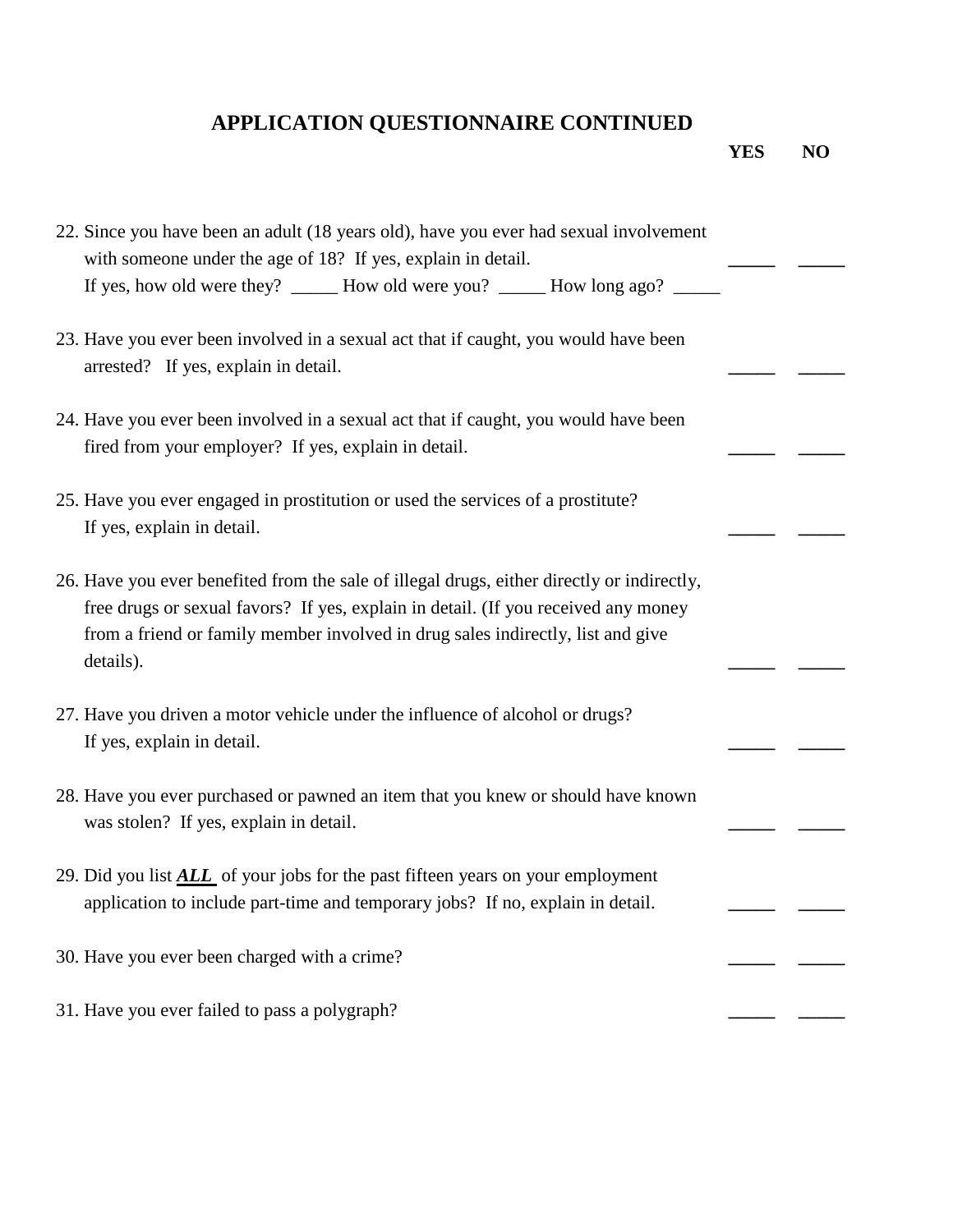## APPLICATION QUESTIONNAIRE CONTINUED

| | YES | NO |
|---|---|---|
| 22. Since you have been an adult (18 years old), have you ever had sexual involvement with someone under the age of 18? If yes, explain in detail. If yes, how old were they? _____ How old were you? _____ How long ago? _____ | _____ | _____ |
| 23. Have you ever been involved in a sexual act that if caught, you would have been arrested? If yes, explain in detail. | _____ | _____ |
| 24. Have you ever been involved in a sexual act that if caught, you would have been fired from your employer? If yes, explain in detail. | _____ | _____ |
| 25. Have you ever engaged in prostitution or used the services of a prostitute? If yes, explain in detail. | _____ | _____ |
| 26. Have you ever benefited from the sale of illegal drugs, either directly or indirectly, free drugs or sexual favors? If yes, explain in detail. (If you received any money from a friend or family member involved in drug sales indirectly, list and give details). | _____ | _____ |
| 27. Have you driven a motor vehicle under the influence of alcohol or drugs? If yes, explain in detail. | _____ | _____ |
| 28. Have you ever purchased or pawned an item that you knew or should have known was stolen? If yes, explain in detail. | _____ | _____ |
| 29. Did you list ***ALL*** of your jobs for the past fifteen years on your employment application to include part-time and temporary jobs? If no, explain in detail. | _____ | _____ |
| 30. Have you ever been charged with a crime? | _____ | _____ |
| 31. Have you ever failed to pass a polygraph? | _____ | _____ |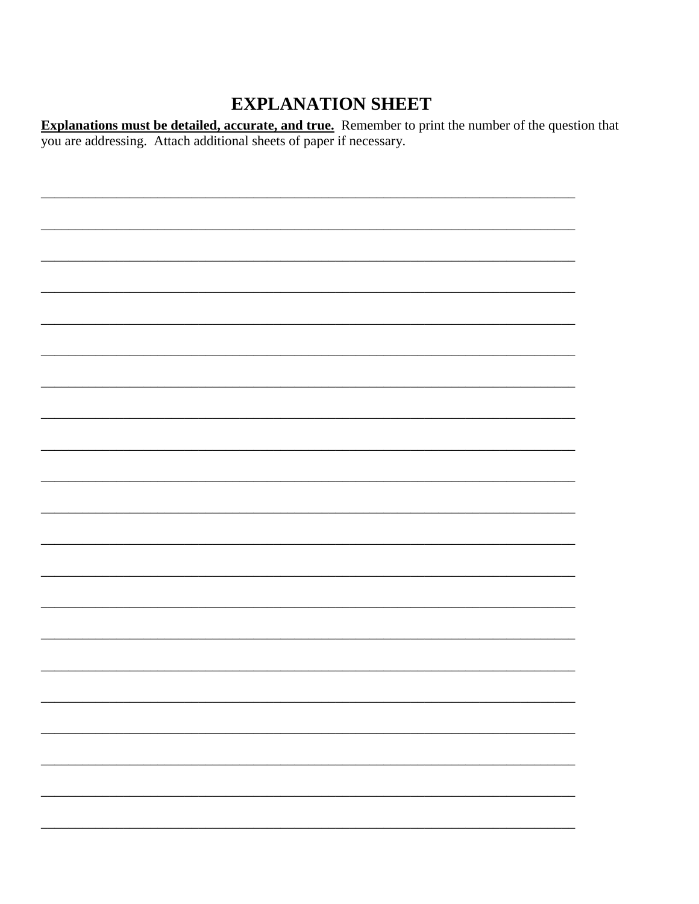# EXPLANATION SHEET

**<u>Explanations must be detailed, accurate, and true.</u>** Remember to print the number of the question that you are addressing. Attach additional sheets of paper if necessary.

_______________________________________________________________________________

_______________________________________________________________________________

_______________________________________________________________________________

_______________________________________________________________________________

_______________________________________________________________________________

_______________________________________________________________________________

_______________________________________________________________________________

_______________________________________________________________________________

_______________________________________________________________________________

_______________________________________________________________________________

_______________________________________________________________________________

_______________________________________________________________________________

_______________________________________________________________________________

_______________________________________________________________________________

_______________________________________________________________________________

_______________________________________________________________________________

_______________________________________________________________________________

_______________________________________________________________________________

_______________________________________________________________________________

_______________________________________________________________________________

_______________________________________________________________________________